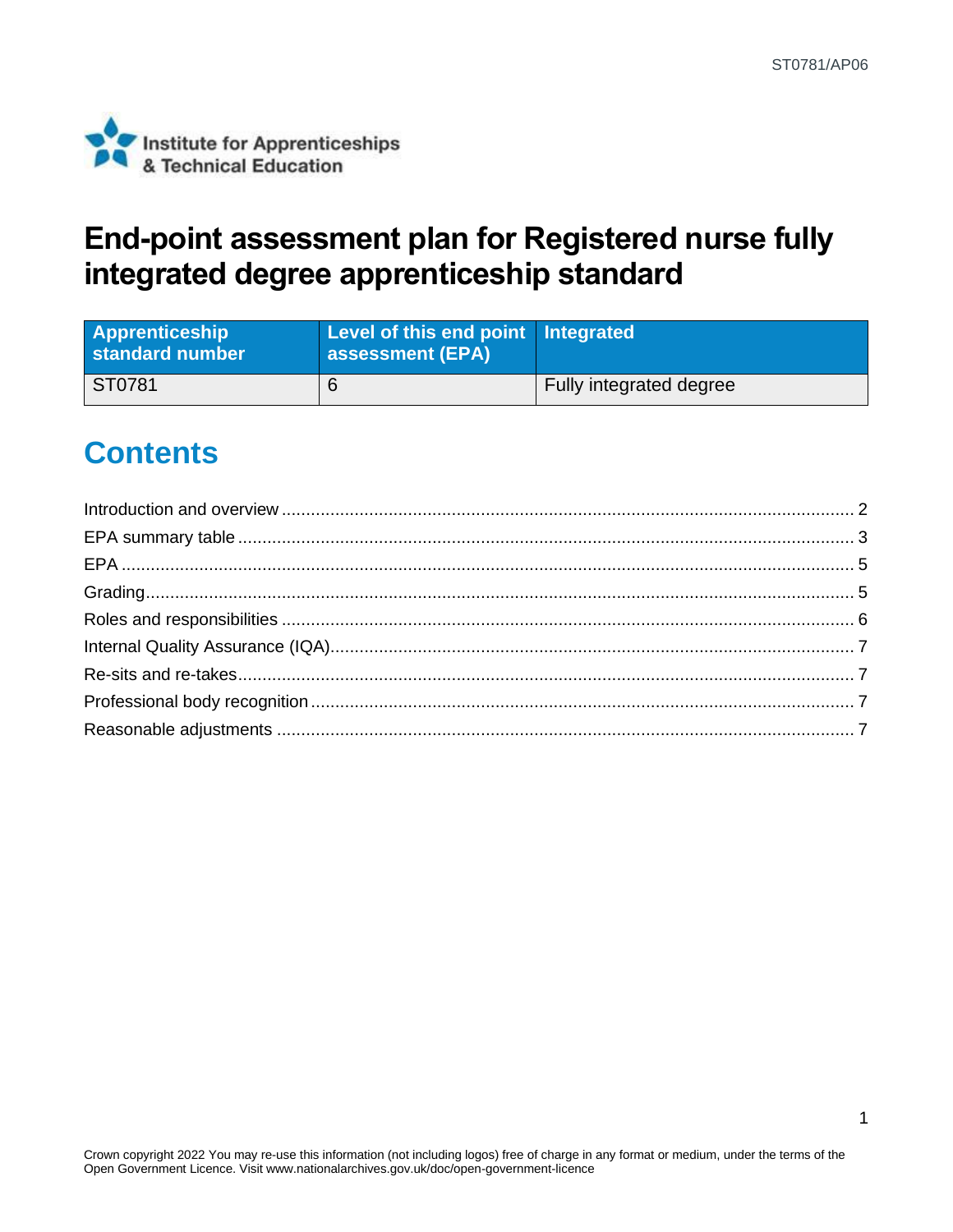# End-point assessment plan for Registered nurse fully integrated degree apprenticeship standard

| Apprenticeship standard number | Level of this end point assessment (EPA) | Integrated |
|---|---|---|
| ST0781 | 6 | Fully integrated degree |

## Contents

Introduction and overview ..... 2
EPA summary table ..... 3
EPA ..... 5
Grading ..... 5
Roles and responsibilities ..... 6
Internal Quality Assurance (IQA) ..... 7
Re-sits and re-takes ..... 7
Professional body recognition ..... 7
Reasonable adjustments ..... 7

Crown copyright 2022 You may re-use this information (not including logos) free of charge in any format or medium, under the terms of the Open Government Licence. Visit www.nationalarchives.gov.uk/doc/open-government-licence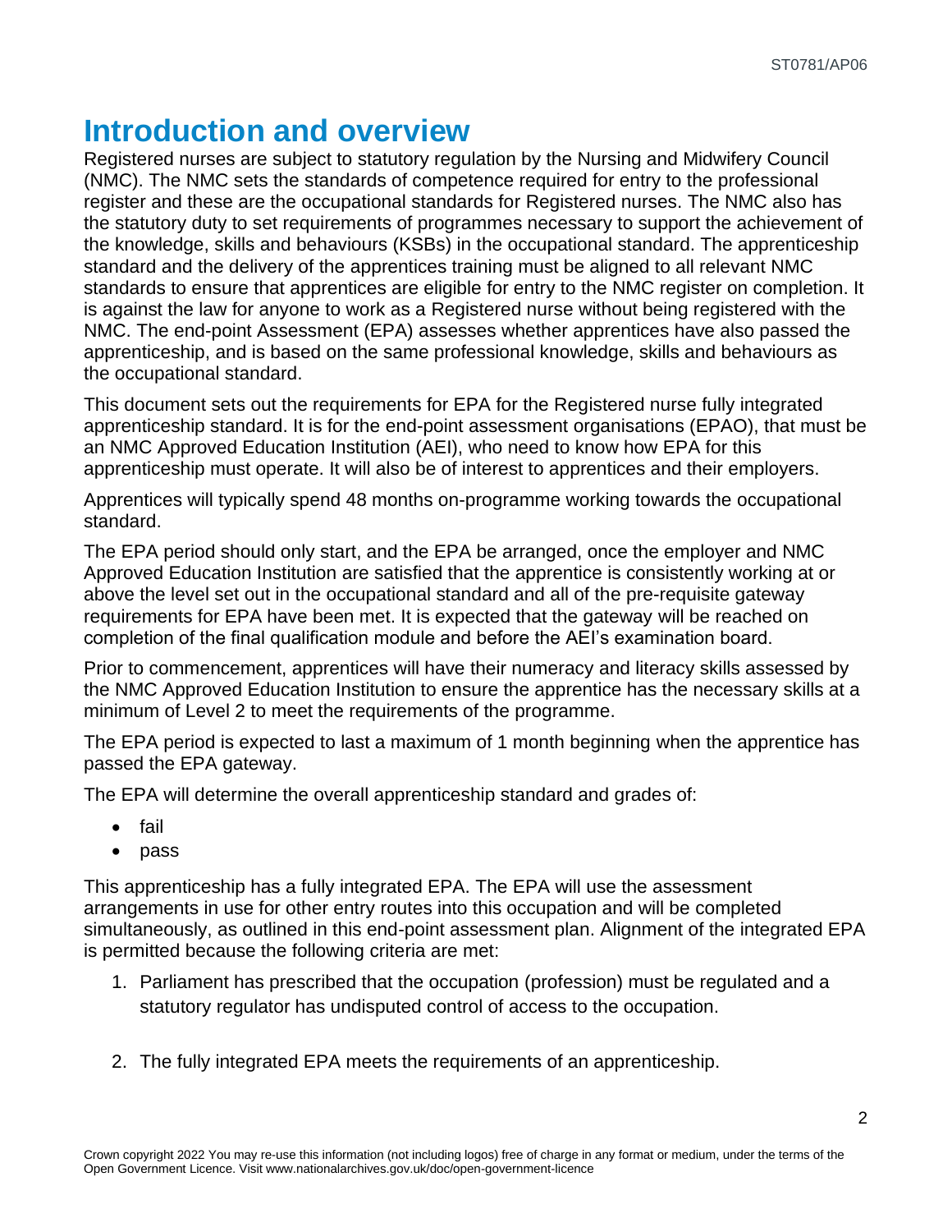# Introduction and overview

Registered nurses are subject to statutory regulation by the Nursing and Midwifery Council (NMC). The NMC sets the standards of competence required for entry to the professional register and these are the occupational standards for Registered nurses. The NMC also has the statutory duty to set requirements of programmes necessary to support the achievement of the knowledge, skills and behaviours (KSBs) in the occupational standard. The apprenticeship standard and the delivery of the apprentices training must be aligned to all relevant NMC standards to ensure that apprentices are eligible for entry to the NMC register on completion. It is against the law for anyone to work as a Registered nurse without being registered with the NMC. The end-point Assessment (EPA) assesses whether apprentices have also passed the apprenticeship, and is based on the same professional knowledge, skills and behaviours as the occupational standard.

This document sets out the requirements for EPA for the Registered nurse fully integrated apprenticeship standard. It is for the end-point assessment organisations (EPAO), that must be an NMC Approved Education Institution (AEI), who need to know how EPA for this apprenticeship must operate. It will also be of interest to apprentices and their employers.

Apprentices will typically spend 48 months on-programme working towards the occupational standard.

The EPA period should only start, and the EPA be arranged, once the employer and NMC Approved Education Institution are satisfied that the apprentice is consistently working at or above the level set out in the occupational standard and all of the pre-requisite gateway requirements for EPA have been met. It is expected that the gateway will be reached on completion of the final qualification module and before the AEI's examination board.

Prior to commencement, apprentices will have their numeracy and literacy skills assessed by the NMC Approved Education Institution to ensure the apprentice has the necessary skills at a minimum of Level 2 to meet the requirements of the programme.

The EPA period is expected to last a maximum of 1 month beginning when the apprentice has passed the EPA gateway.

The EPA will determine the overall apprenticeship standard and grades of:

- fail
- pass

This apprenticeship has a fully integrated EPA. The EPA will use the assessment arrangements in use for other entry routes into this occupation and will be completed simultaneously, as outlined in this end-point assessment plan. Alignment of the integrated EPA is permitted because the following criteria are met:

1. Parliament has prescribed that the occupation (profession) must be regulated and a statutory regulator has undisputed control of access to the occupation.
2. The fully integrated EPA meets the requirements of an apprenticeship.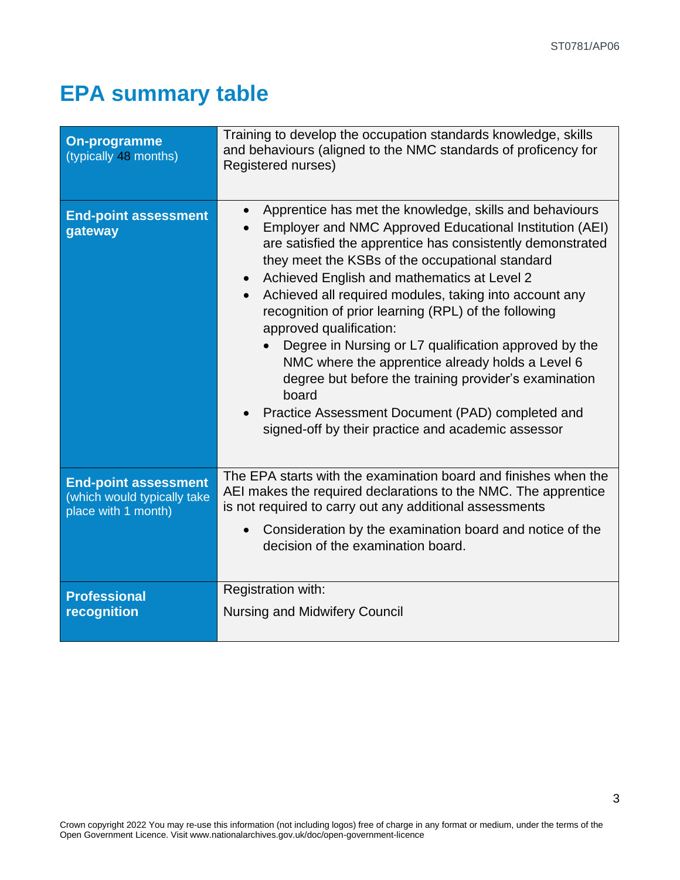# EPA summary table

| | |
|---|---|
| **On-programme** (typically 48 months) | Training to develop the occupation standards knowledge, skills and behaviours (aligned to the NMC standards of proficency for Registered nurses) |
| **End-point assessment gateway** | • Apprentice has met the knowledge, skills and behaviours<br>• Employer and NMC Approved Educational Institution (AEI) are satisfied the apprentice has consistently demonstrated they meet the KSBs of the occupational standard<br>• Achieved English and mathematics at Level 2<br>• Achieved all required modules, taking into account any recognition of prior learning (RPL) of the following approved qualification:<br>&nbsp;&nbsp;&nbsp;&nbsp;◦ Degree in Nursing or L7 qualification approved by the NMC where the apprentice already holds a Level 6 degree but before the training provider's examination board<br>• Practice Assessment Document (PAD) completed and signed-off by their practice and academic assessor |
| **End-point assessment** (which would typically take place with 1 month) | The EPA starts with the examination board and finishes when the AEI makes the required declarations to the NMC. The apprentice is not required to carry out any additional assessments<br>• Consideration by the examination board and notice of the decision of the examination board. |
| **Professional recognition** | Registration with:<br>Nursing and Midwifery Council |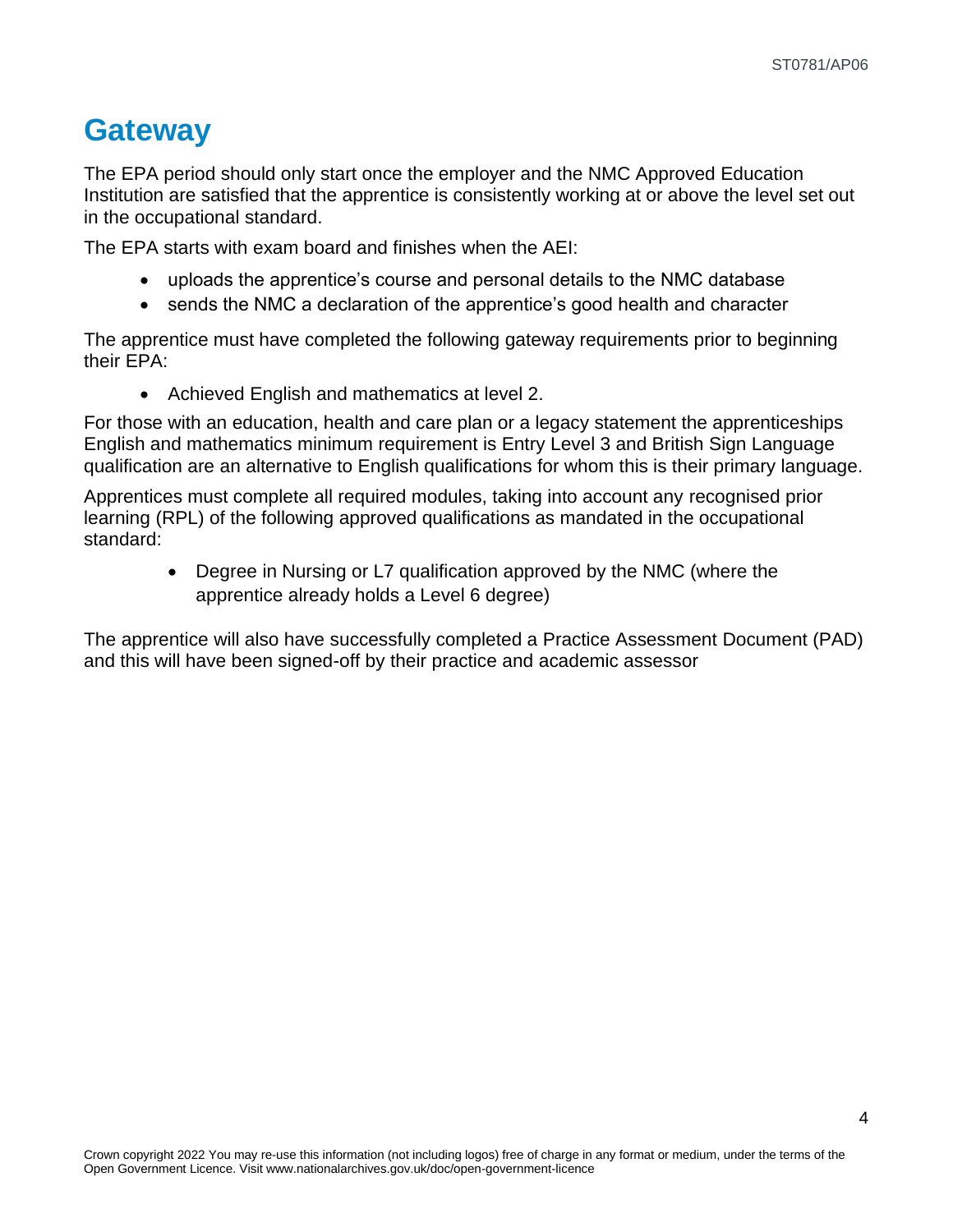# Gateway

The EPA period should only start once the employer and the NMC Approved Education Institution are satisfied that the apprentice is consistently working at or above the level set out in the occupational standard.

The EPA starts with exam board and finishes when the AEI:

- uploads the apprentice's course and personal details to the NMC database
- sends the NMC a declaration of the apprentice's good health and character

The apprentice must have completed the following gateway requirements prior to beginning their EPA:

- Achieved English and mathematics at level 2.

For those with an education, health and care plan or a legacy statement the apprenticeships English and mathematics minimum requirement is Entry Level 3 and British Sign Language qualification are an alternative to English qualifications for whom this is their primary language.

Apprentices must complete all required modules, taking into account any recognised prior learning (RPL) of the following approved qualifications as mandated in the occupational standard:

- Degree in Nursing or L7 qualification approved by the NMC (where the apprentice already holds a Level 6 degree)

The apprentice will also have successfully completed a Practice Assessment Document (PAD) and this will have been signed-off by their practice and academic assessor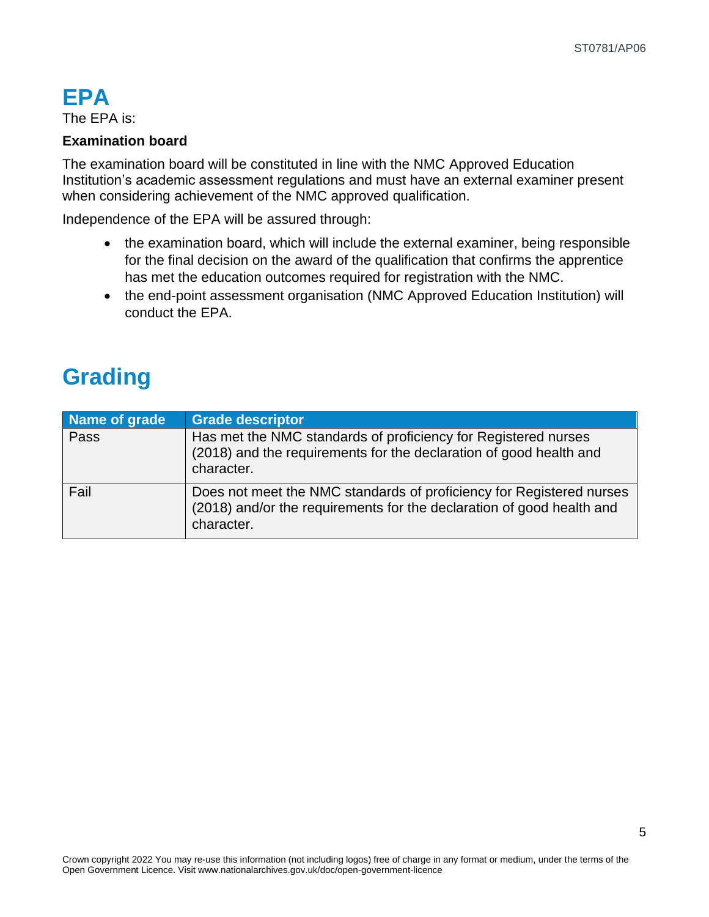# EPA

The EPA is:

**Examination board**

The examination board will be constituted in line with the NMC Approved Education Institution's academic assessment regulations and must have an external examiner present when considering achievement of the NMC approved qualification.

Independence of the EPA will be assured through:

- the examination board, which will include the external examiner, being responsible for the final decision on the award of the qualification that confirms the apprentice has met the education outcomes required for registration with the NMC.
- the end-point assessment organisation (NMC Approved Education Institution) will conduct the EPA.

# Grading

| Name of grade | Grade descriptor |
| --- | --- |
| Pass | Has met the NMC standards of proficiency for Registered nurses (2018) and the requirements for the declaration of good health and character. |
| Fail | Does not meet the NMC standards of proficiency for Registered nurses (2018) and/or the requirements for the declaration of good health and character. |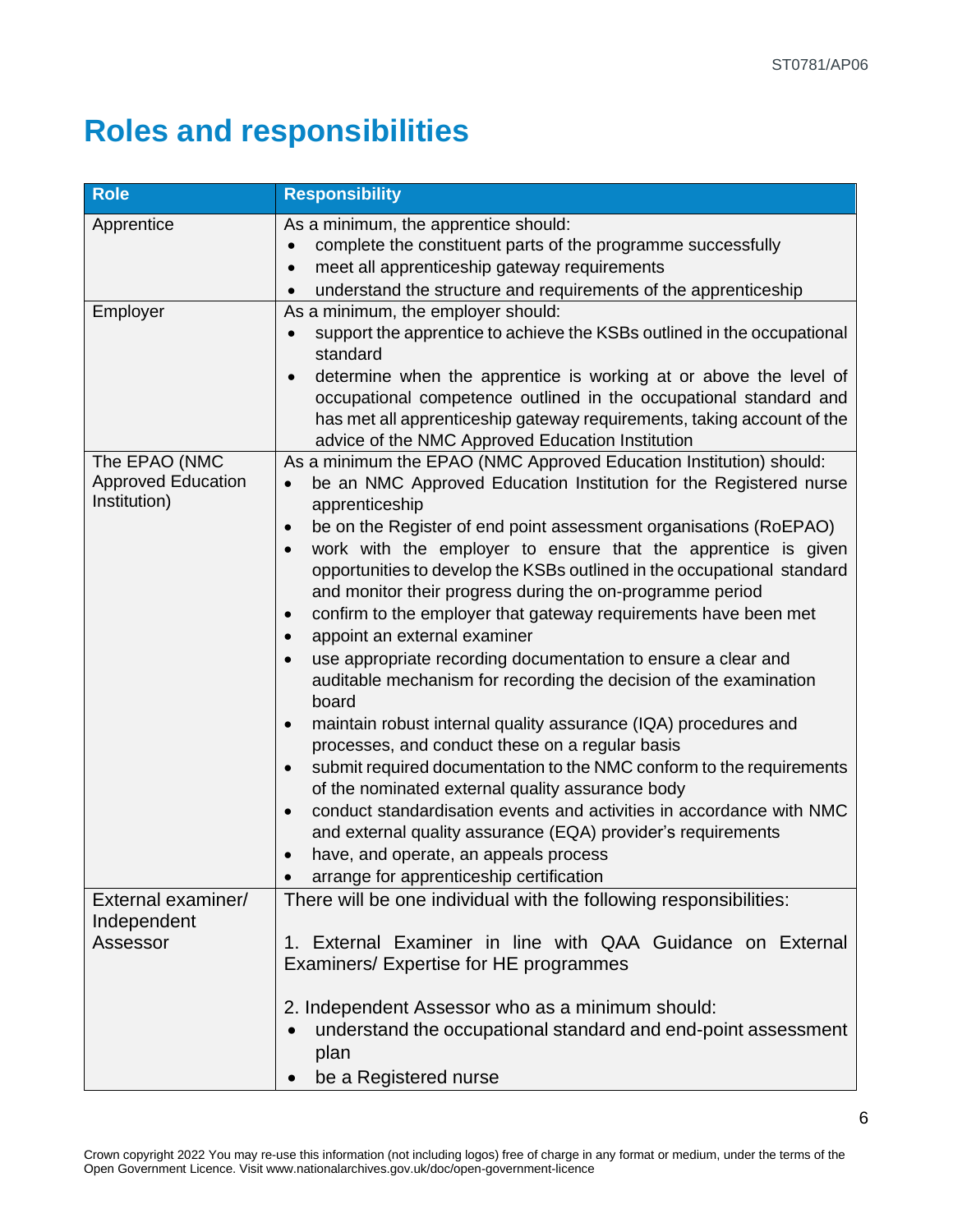# Roles and responsibilities

| Role | Responsibility |
|---|---|
| Apprentice | As a minimum, the apprentice should:<br>• complete the constituent parts of the programme successfully<br>• meet all apprenticeship gateway requirements<br>• understand the structure and requirements of the apprenticeship |
| Employer | As a minimum, the employer should:<br>• support the apprentice to achieve the KSBs outlined in the occupational standard<br>• determine when the apprentice is working at or above the level of occupational competence outlined in the occupational standard and has met all apprenticeship gateway requirements, taking account of the advice of the NMC Approved Education Institution |
| The EPAO (NMC Approved Education Institution) | As a minimum the EPAO (NMC Approved Education Institution) should:<br>• be an NMC Approved Education Institution for the Registered nurse apprenticeship<br>• be on the Register of end point assessment organisations (RoEPAO)<br>• work with the employer to ensure that the apprentice is given opportunities to develop the KSBs outlined in the occupational standard and monitor their progress during the on-programme period<br>• confirm to the employer that gateway requirements have been met<br>• appoint an external examiner<br>• use appropriate recording documentation to ensure a clear and auditable mechanism for recording the decision of the examination board<br>• maintain robust internal quality assurance (IQA) procedures and processes, and conduct these on a regular basis<br>• submit required documentation to the NMC conform to the requirements of the nominated external quality assurance body<br>• conduct standardisation events and activities in accordance with NMC and external quality assurance (EQA) provider's requirements<br>• have, and operate, an appeals process<br>• arrange for apprenticeship certification |
| External examiner/ Independent Assessor | There will be one individual with the following responsibilities:<br><br>1. External Examiner in line with QAA Guidance on External Examiners/ Expertise for HE programmes<br><br>2. Independent Assessor who as a minimum should:<br>• understand the occupational standard and end-point assessment plan<br>• be a Registered nurse |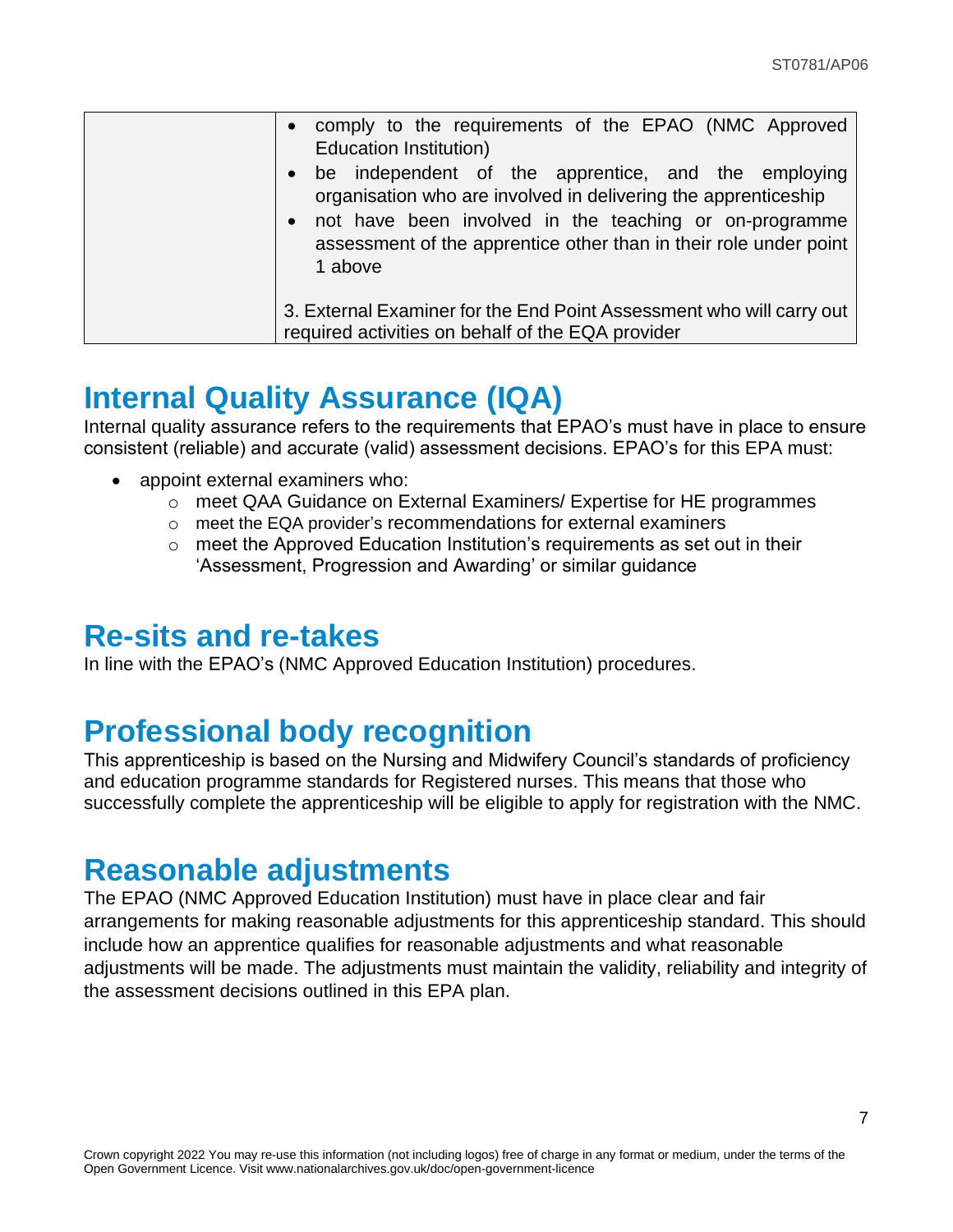| | |
|---|---|
| | • comply to the requirements of the EPAO (NMC Approved Education Institution)<br>• be independent of the apprentice, and the employing organisation who are involved in delivering the apprenticeship<br>• not have been involved in the teaching or on-programme assessment of the apprentice other than in their role under point 1 above<br><br>3. External Examiner for the End Point Assessment who will carry out required activities on behalf of the EQA provider |

# Internal Quality Assurance (IQA)

Internal quality assurance refers to the requirements that EPAO's must have in place to ensure consistent (reliable) and accurate (valid) assessment decisions. EPAO's for this EPA must:

- appoint external examiners who:
  - meet QAA Guidance on External Examiners/ Expertise for HE programmes
  - meet the EQA provider's recommendations for external examiners
  - meet the Approved Education Institution's requirements as set out in their 'Assessment, Progression and Awarding' or similar guidance

# Re-sits and re-takes

In line with the EPAO's (NMC Approved Education Institution) procedures.

# Professional body recognition

This apprenticeship is based on the Nursing and Midwifery Council's standards of proficiency and education programme standards for Registered nurses. This means that those who successfully complete the apprenticeship will be eligible to apply for registration with the NMC.

# Reasonable adjustments

The EPAO (NMC Approved Education Institution) must have in place clear and fair arrangements for making reasonable adjustments for this apprenticeship standard. This should include how an apprentice qualifies for reasonable adjustments and what reasonable adjustments will be made. The adjustments must maintain the validity, reliability and integrity of the assessment decisions outlined in this EPA plan.

Crown copyright 2022 You may re-use this information (not including logos) free of charge in any format or medium, under the terms of the Open Government Licence. Visit www.nationalarchives.gov.uk/doc/open-government-licence